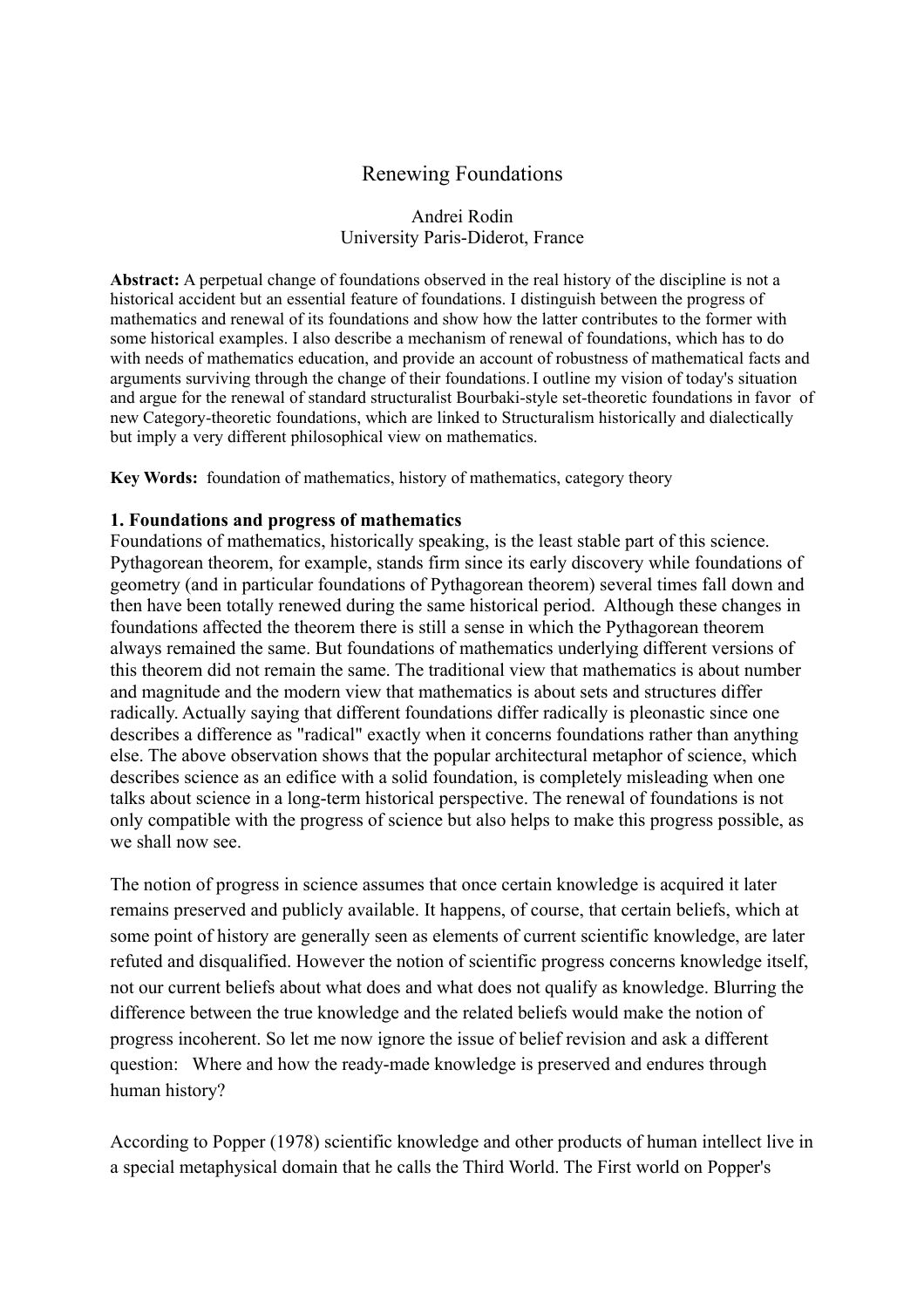# Renewing Foundations

Andrei Rodin
University Paris-Diderot, France

**Abstract:** A perpetual change of foundations observed in the real history of the discipline is not a historical accident but an essential feature of foundations. I distinguish between the progress of mathematics and renewal of its foundations and show how the latter contributes to the former with some historical examples. I also describe a mechanism of renewal of foundations, which has to do with needs of mathematics education, and provide an account of robustness of mathematical facts and arguments surviving through the change of their foundations. I outline my vision of today's situation and argue for the renewal of standard structuralist Bourbaki-style set-theoretic foundations in favor of new Category-theoretic foundations, which are linked to Structuralism historically and dialectically but imply a very different philosophical view on mathematics.

**Key Words:** foundation of mathematics, history of mathematics, category theory

## 1. Foundations and progress of mathematics

Foundations of mathematics, historically speaking, is the least stable part of this science. Pythagorean theorem, for example, stands firm since its early discovery while foundations of geometry (and in particular foundations of Pythagorean theorem) several times fall down and then have been totally renewed during the same historical period. Although these changes in foundations affected the theorem there is still a sense in which the Pythagorean theorem always remained the same. But foundations of mathematics underlying different versions of this theorem did not remain the same. The traditional view that mathematics is about number and magnitude and the modern view that mathematics is about sets and structures differ radically. Actually saying that different foundations differ radically is pleonastic since one describes a difference as "radical" exactly when it concerns foundations rather than anything else. The above observation shows that the popular architectural metaphor of science, which describes science as an edifice with a solid foundation, is completely misleading when one talks about science in a long-term historical perspective. The renewal of foundations is not only compatible with the progress of science but also helps to make this progress possible, as we shall now see.

The notion of progress in science assumes that once certain knowledge is acquired it later remains preserved and publicly available. It happens, of course, that certain beliefs, which at some point of history are generally seen as elements of current scientific knowledge, are later refuted and disqualified. However the notion of scientific progress concerns knowledge itself, not our current beliefs about what does and what does not qualify as knowledge. Blurring the difference between the true knowledge and the related beliefs would make the notion of progress incoherent. So let me now ignore the issue of belief revision and ask a different question: Where and how the ready-made knowledge is preserved and endures through human history?

According to Popper (1978) scientific knowledge and other products of human intellect live in a special metaphysical domain that he calls the Third World. The First world on Popper's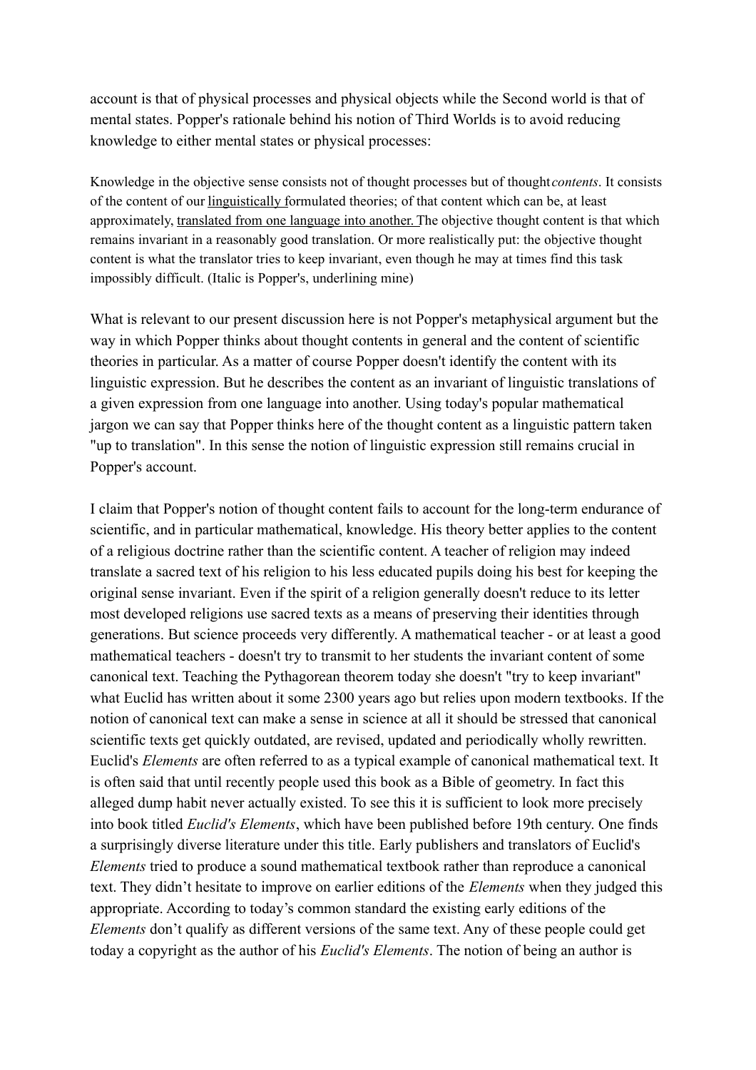account is that of physical processes and physical objects while the Second world is that of mental states. Popper's rationale behind his notion of Third Worlds is to avoid reducing knowledge to either mental states or physical processes:

> Knowledge in the objective sense consists not of thought processes but of thought *contents*. It consists of the content of our <u>linguistically</u> formulated theories; of that content which can be, at least approximately, <u>translated from one language into another.</u> The objective thought content is that which remains invariant in a reasonably good translation. Or more realistically put: the objective thought content is what the translator tries to keep invariant, even though he may at times find this task impossibly difficult. (Italic is Popper's, underlining mine)

What is relevant to our present discussion here is not Popper's metaphysical argument but the way in which Popper thinks about thought contents in general and the content of scientific theories in particular. As a matter of course Popper doesn't identify the content with its linguistic expression. But he describes the content as an invariant of linguistic translations of a given expression from one language into another. Using today's popular mathematical jargon we can say that Popper thinks here of the thought content as a linguistic pattern taken "up to translation". In this sense the notion of linguistic expression still remains crucial in Popper's account.

I claim that Popper's notion of thought content fails to account for the long-term endurance of scientific, and in particular mathematical, knowledge. His theory better applies to the content of a religious doctrine rather than the scientific content. A teacher of religion may indeed translate a sacred text of his religion to his less educated pupils doing his best for keeping the original sense invariant. Even if the spirit of a religion generally doesn't reduce to its letter most developed religions use sacred texts as a means of preserving their identities through generations. But science proceeds very differently. A mathematical teacher - or at least a good mathematical teachers - doesn't try to transmit to her students the invariant content of some canonical text. Teaching the Pythagorean theorem today she doesn't "try to keep invariant" what Euclid has written about it some 2300 years ago but relies upon modern textbooks. If the notion of canonical text can make a sense in science at all it should be stressed that canonical scientific texts get quickly outdated, are revised, updated and periodically wholly rewritten. Euclid's *Elements* are often referred to as a typical example of canonical mathematical text. It is often said that until recently people used this book as a Bible of geometry. In fact this alleged dump habit never actually existed. To see this it is sufficient to look more precisely into book titled *Euclid's Elements*, which have been published before 19th century. One finds a surprisingly diverse literature under this title. Early publishers and translators of Euclid's *Elements* tried to produce a sound mathematical textbook rather than reproduce a canonical text. They didn't hesitate to improve on earlier editions of the *Elements* when they judged this appropriate. According to today's common standard the existing early editions of the *Elements* don't qualify as different versions of the same text. Any of these people could get today a copyright as the author of his *Euclid's Elements*. The notion of being an author is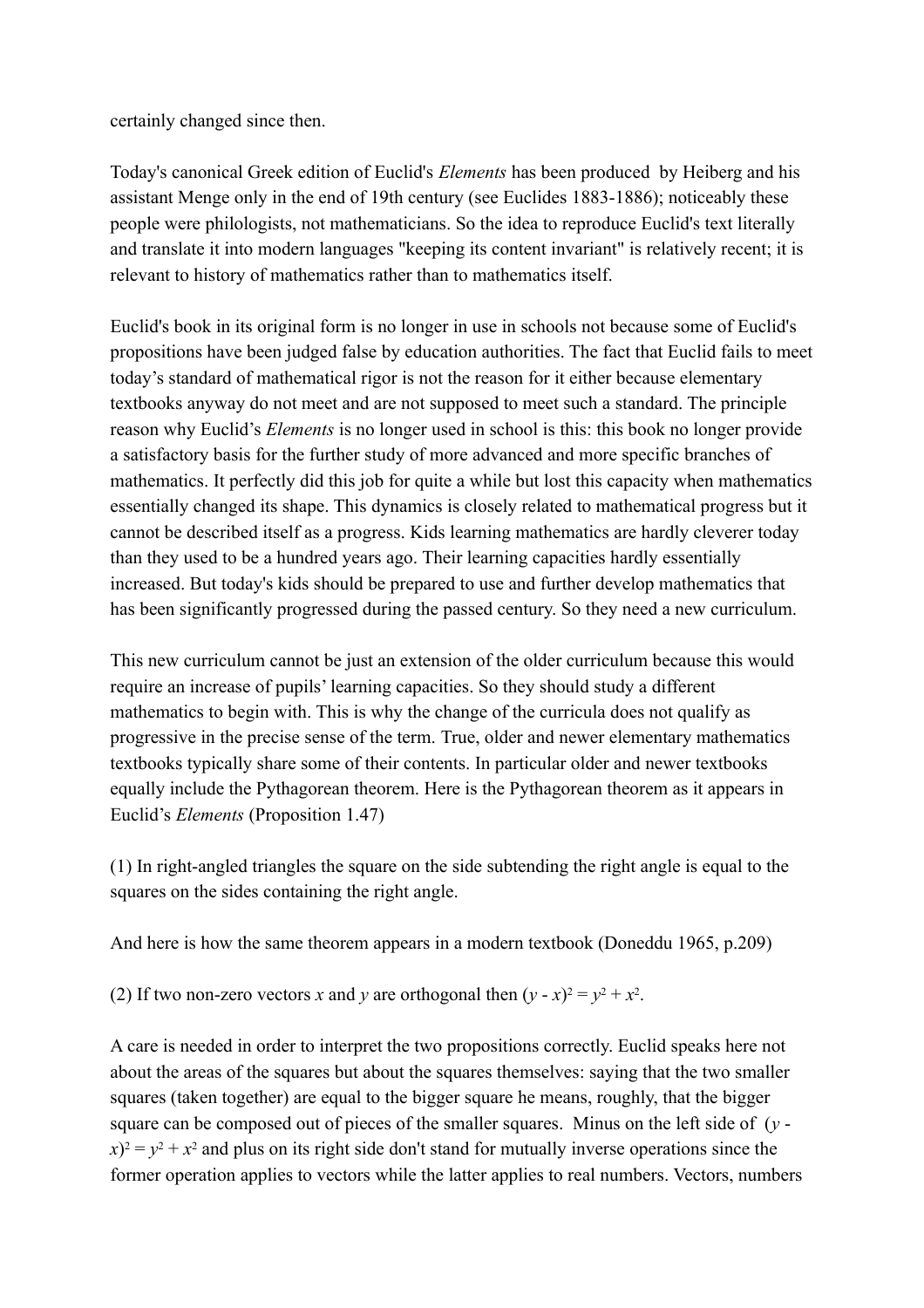certainly changed since then.

Today's canonical Greek edition of Euclid's *Elements* has been produced by Heiberg and his assistant Menge only in the end of 19th century (see Euclides 1883-1886); noticeably these people were philologists, not mathematicians. So the idea to reproduce Euclid's text literally and translate it into modern languages "keeping its content invariant" is relatively recent; it is relevant to history of mathematics rather than to mathematics itself.

Euclid's book in its original form is no longer in use in schools not because some of Euclid's propositions have been judged false by education authorities. The fact that Euclid fails to meet today's standard of mathematical rigor is not the reason for it either because elementary textbooks anyway do not meet and are not supposed to meet such a standard. The principle reason why Euclid's *Elements* is no longer used in school is this: this book no longer provide a satisfactory basis for the further study of more advanced and more specific branches of mathematics. It perfectly did this job for quite a while but lost this capacity when mathematics essentially changed its shape. This dynamics is closely related to mathematical progress but it cannot be described itself as a progress. Kids learning mathematics are hardly cleverer today than they used to be a hundred years ago. Their learning capacities hardly essentially increased. But today's kids should be prepared to use and further develop mathematics that has been significantly progressed during the passed century. So they need a new curriculum.

This new curriculum cannot be just an extension of the older curriculum because this would require an increase of pupils' learning capacities. So they should study a different mathematics to begin with. This is why the change of the curricula does not qualify as progressive in the precise sense of the term. True, older and newer elementary mathematics textbooks typically share some of their contents. In particular older and newer textbooks equally include the Pythagorean theorem. Here is the Pythagorean theorem as it appears in Euclid's *Elements* (Proposition 1.47)

(1) In right-angled triangles the square on the side subtending the right angle is equal to the squares on the sides containing the right angle.

And here is how the same theorem appears in a modern textbook (Doneddu 1965, p.209)

(2) If two non-zero vectors $x$ and $y$ are orthogonal then $(y - x)^2 = y^2 + x^2$.

A care is needed in order to interpret the two propositions correctly. Euclid speaks here not about the areas of the squares but about the squares themselves: saying that the two smaller squares (taken together) are equal to the bigger square he means, roughly, that the bigger square can be composed out of pieces of the smaller squares. Minus on the left side of $(y - x)^2 = y^2 + x^2$ and plus on its right side don't stand for mutually inverse operations since the former operation applies to vectors while the latter applies to real numbers. Vectors, numbers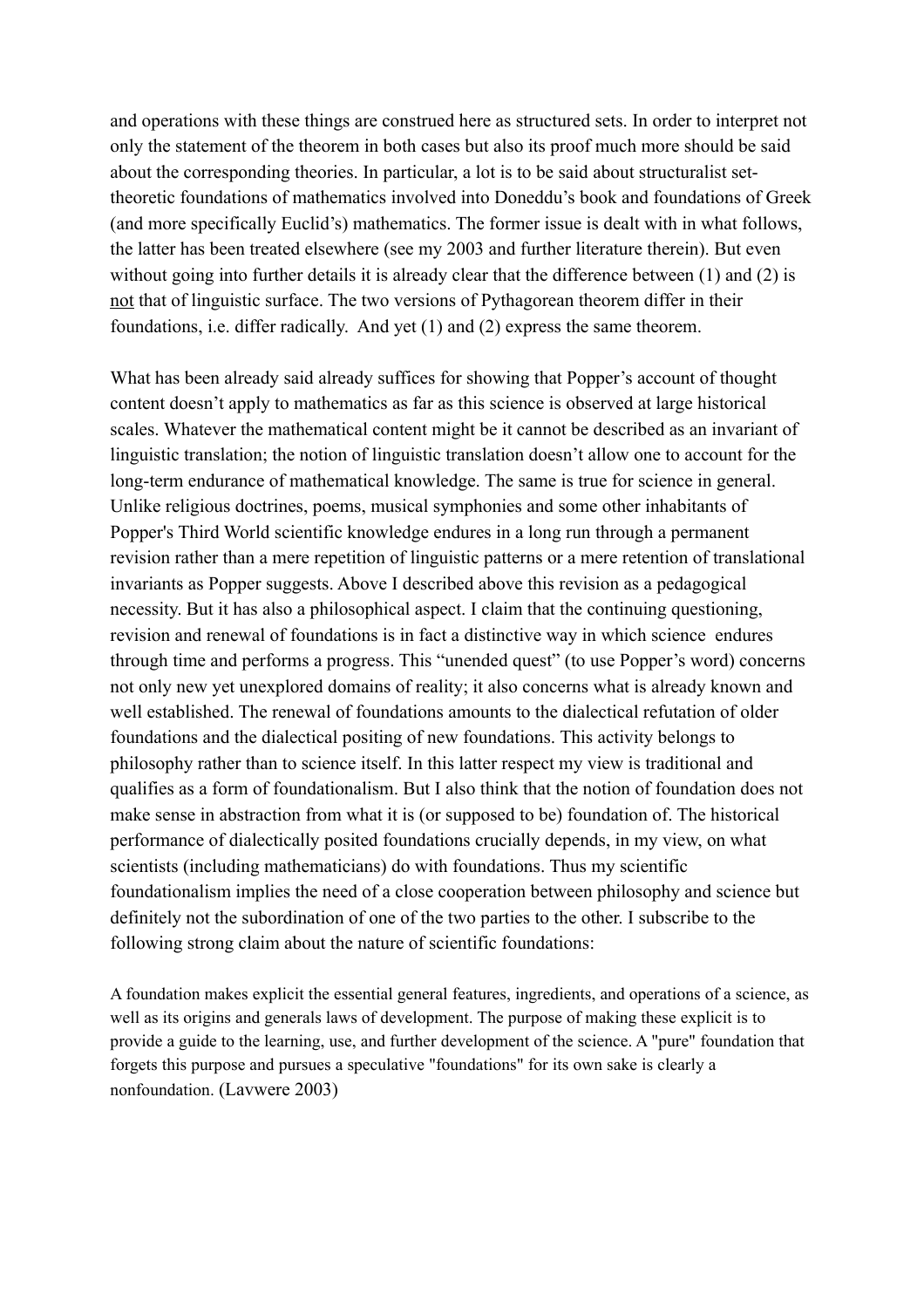and operations with these things are construed here as structured sets. In order to interpret not only the statement of the theorem in both cases but also its proof much more should be said about the corresponding theories. In particular, a lot is to be said about structuralist set-theoretic foundations of mathematics involved into Doneddu's book and foundations of Greek (and more specifically Euclid's) mathematics. The former issue is dealt with in what follows, the latter has been treated elsewhere (see my 2003 and further literature therein). But even without going into further details it is already clear that the difference between (1) and (2) is <u>not</u> that of linguistic surface. The two versions of Pythagorean theorem differ in their foundations, i.e. differ radically. And yet (1) and (2) express the same theorem.

What has been already said already suffices for showing that Popper's account of thought content doesn't apply to mathematics as far as this science is observed at large historical scales. Whatever the mathematical content might be it cannot be described as an invariant of linguistic translation; the notion of linguistic translation doesn't allow one to account for the long-term endurance of mathematical knowledge. The same is true for science in general. Unlike religious doctrines, poems, musical symphonies and some other inhabitants of Popper's Third World scientific knowledge endures in a long run through a permanent revision rather than a mere repetition of linguistic patterns or a mere retention of translational invariants as Popper suggests. Above I described above this revision as a pedagogical necessity. But it has also a philosophical aspect. I claim that the continuing questioning, revision and renewal of foundations is in fact a distinctive way in which science endures through time and performs a progress. This "unended quest" (to use Popper's word) concerns not only new yet unexplored domains of reality; it also concerns what is already known and well established. The renewal of foundations amounts to the dialectical refutation of older foundations and the dialectical positing of new foundations. This activity belongs to philosophy rather than to science itself. In this latter respect my view is traditional and qualifies as a form of foundationalism. But I also think that the notion of foundation does not make sense in abstraction from what it is (or supposed to be) foundation of. The historical performance of dialectically posited foundations crucially depends, in my view, on what scientists (including mathematicians) do with foundations. Thus my scientific foundationalism implies the need of a close cooperation between philosophy and science but definitely not the subordination of one of the two parties to the other. I subscribe to the following strong claim about the nature of scientific foundations:

> A foundation makes explicit the essential general features, ingredients, and operations of a science, as well as its origins and generals laws of development. The purpose of making these explicit is to provide a guide to the learning, use, and further development of the science. A "pure" foundation that forgets this purpose and pursues a speculative "foundations" for its own sake is clearly a nonfoundation. (Lavwere 2003)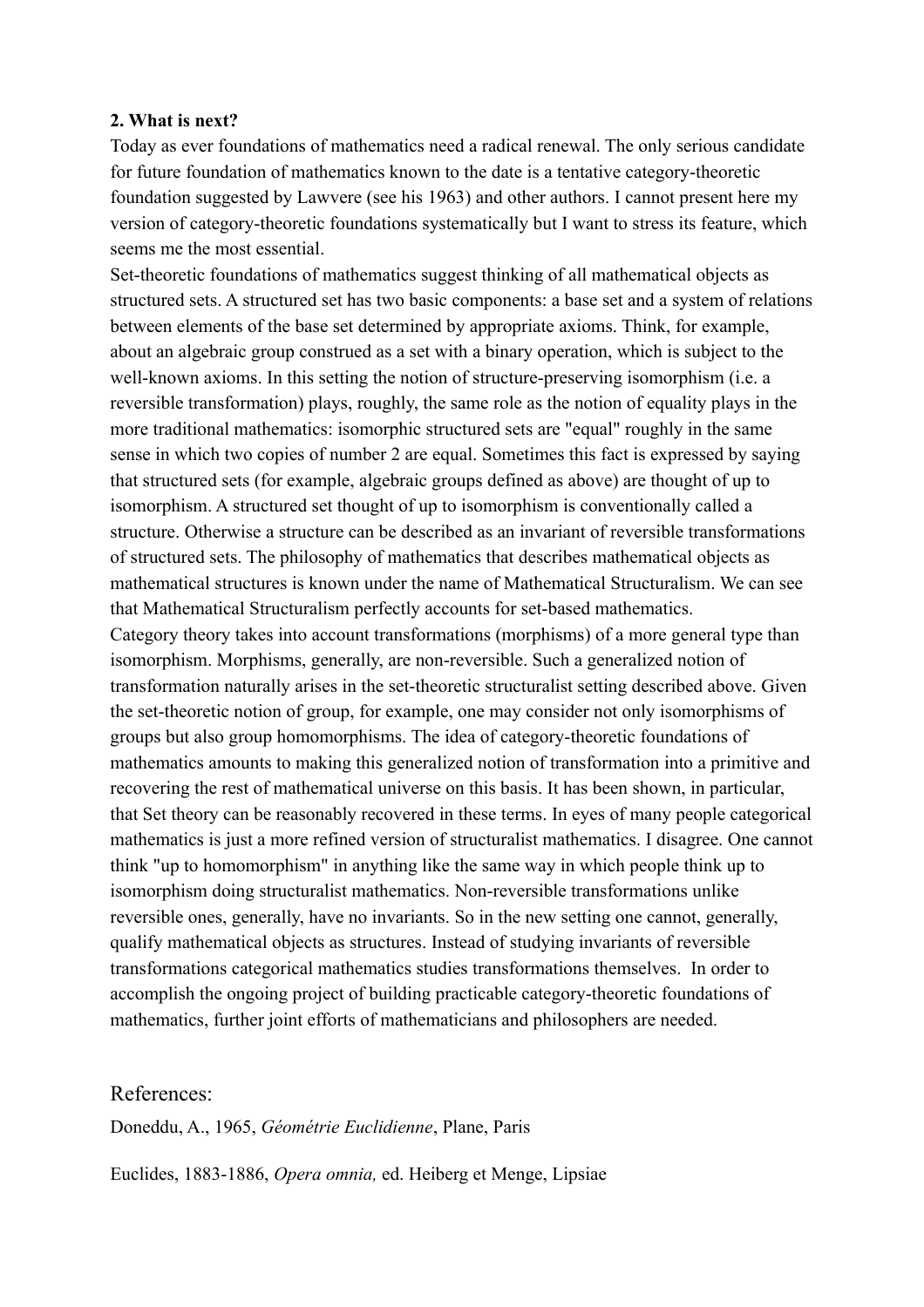**2. What is next?**

Today as ever foundations of mathematics need a radical renewal. The only serious candidate for future foundation of mathematics known to the date is a tentative category-theoretic foundation suggested by Lawvere (see his 1963) and other authors. I cannot present here my version of category-theoretic foundations systematically but I want to stress its feature, which seems me the most essential.

Set-theoretic foundations of mathematics suggest thinking of all mathematical objects as structured sets. A structured set has two basic components: a base set and a system of relations between elements of the base set determined by appropriate axioms. Think, for example, about an algebraic group construed as a set with a binary operation, which is subject to the well-known axioms. In this setting the notion of structure-preserving isomorphism (i.e. a reversible transformation) plays, roughly, the same role as the notion of equality plays in the more traditional mathematics: isomorphic structured sets are "equal" roughly in the same sense in which two copies of number 2 are equal. Sometimes this fact is expressed by saying that structured sets (for example, algebraic groups defined as above) are thought of up to isomorphism. A structured set thought of up to isomorphism is conventionally called a structure. Otherwise a structure can be described as an invariant of reversible transformations of structured sets. The philosophy of mathematics that describes mathematical objects as mathematical structures is known under the name of Mathematical Structuralism. We can see that Mathematical Structuralism perfectly accounts for set-based mathematics.

Category theory takes into account transformations (morphisms) of a more general type than isomorphism. Morphisms, generally, are non-reversible. Such a generalized notion of transformation naturally arises in the set-theoretic structuralist setting described above. Given the set-theoretic notion of group, for example, one may consider not only isomorphisms of groups but also group homomorphisms. The idea of category-theoretic foundations of mathematics amounts to making this generalized notion of transformation into a primitive and recovering the rest of mathematical universe on this basis. It has been shown, in particular, that Set theory can be reasonably recovered in these terms. In eyes of many people categorical mathematics is just a more refined version of structuralist mathematics. I disagree. One cannot think "up to homomorphism" in anything like the same way in which people think up to isomorphism doing structuralist mathematics. Non-reversible transformations unlike reversible ones, generally, have no invariants. So in the new setting one cannot, generally, qualify mathematical objects as structures. Instead of studying invariants of reversible transformations categorical mathematics studies transformations themselves. In order to accomplish the ongoing project of building practicable category-theoretic foundations of mathematics, further joint efforts of mathematicians and philosophers are needed.

## References:

Doneddu, A., 1965, *Géométrie Euclidienne*, Plane, Paris

Euclides, 1883-1886, *Opera omnia,* ed. Heiberg et Menge, Lipsiae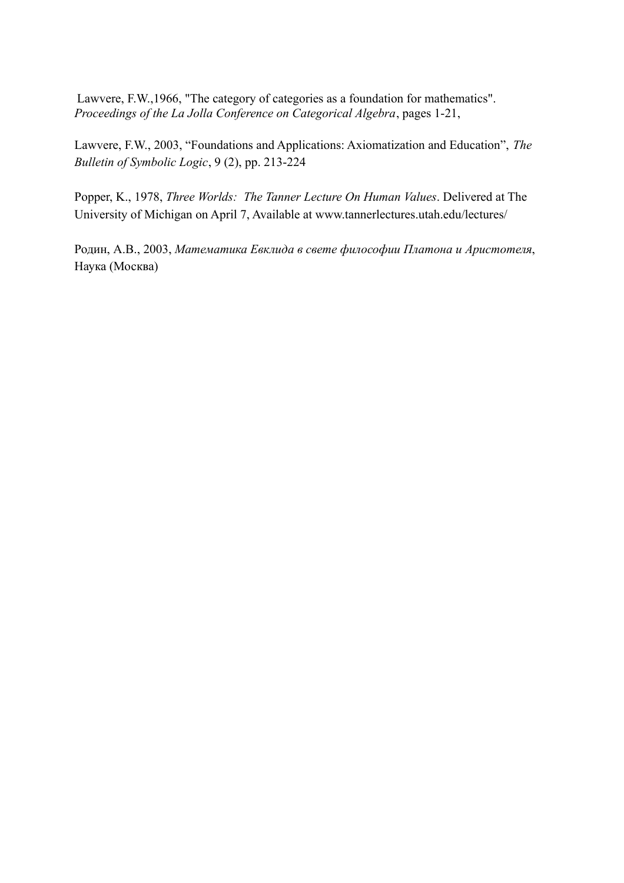Lawvere, F.W.,1966, "The category of categories as a foundation for mathematics". *Proceedings of the La Jolla Conference on Categorical Algebra*, pages 1-21,

Lawvere, F.W., 2003, "Foundations and Applications: Axiomatization and Education", *The Bulletin of Symbolic Logic*, 9 (2), pp. 213-224

Popper, K., 1978, *Three Worlds: The Tanner Lecture On Human Values*. Delivered at The University of Michigan on April 7, Available at www.tannerlectures.utah.edu/lectures/

Родин, А.В., 2003, *Математика Евклида в свете философии Платона и Аристотеля*, Наука (Москва)